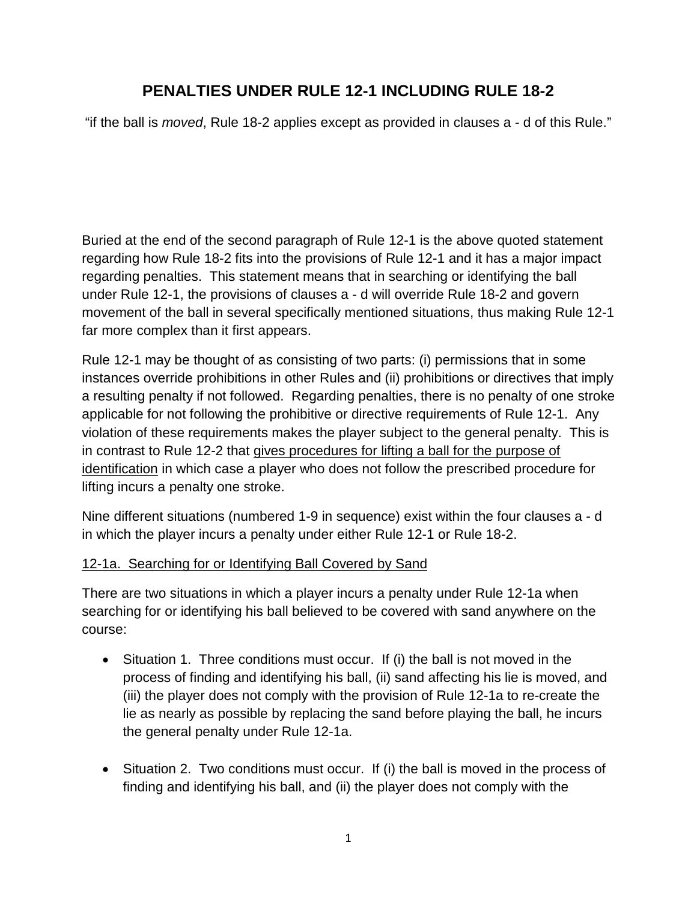# PENALTIES UNDER RULE 12-1 INCLUDING RULE 18-2

"if the ball is *moved*, Rule 18-2 applies except as provided in clauses a - d of this Rule."

Buried at the end of the second paragraph of Rule 12-1 is the above quoted statement regarding how Rule 18-2 fits into the provisions of Rule 12-1 and it has a major impact regarding penalties. This statement means that in searching or identifying the ball under Rule 12-1, the provisions of clauses a - d will override Rule 18-2 and govern movement of the ball in several specifically mentioned situations, thus making Rule 12-1 far more complex than it first appears.

Rule 12-1 may be thought of as consisting of two parts: (i) permissions that in some instances override prohibitions in other Rules and (ii) prohibitions or directives that imply a resulting penalty if not followed. Regarding penalties, there is no penalty of one stroke applicable for not following the prohibitive or directive requirements of Rule 12-1. Any violation of these requirements makes the player subject to the general penalty. This is in contrast to Rule 12-2 that <u>gives procedures for lifting a ball for the purpose of identification</u> in which case a player who does not follow the prescribed procedure for lifting incurs a penalty one stroke.

Nine different situations (numbered 1-9 in sequence) exist within the four clauses a - d in which the player incurs a penalty under either Rule 12-1 or Rule 18-2.

<u>12-1a. Searching for or Identifying Ball Covered by Sand</u>

There are two situations in which a player incurs a penalty under Rule 12-1a when searching for or identifying his ball believed to be covered with sand anywhere on the course:

- Situation 1. Three conditions must occur. If (i) the ball is not moved in the process of finding and identifying his ball, (ii) sand affecting his lie is moved, and (iii) the player does not comply with the provision of Rule 12-1a to re-create the lie as nearly as possible by replacing the sand before playing the ball, he incurs the general penalty under Rule 12-1a.

- Situation 2. Two conditions must occur. If (i) the ball is moved in the process of finding and identifying his ball, and (ii) the player does not comply with the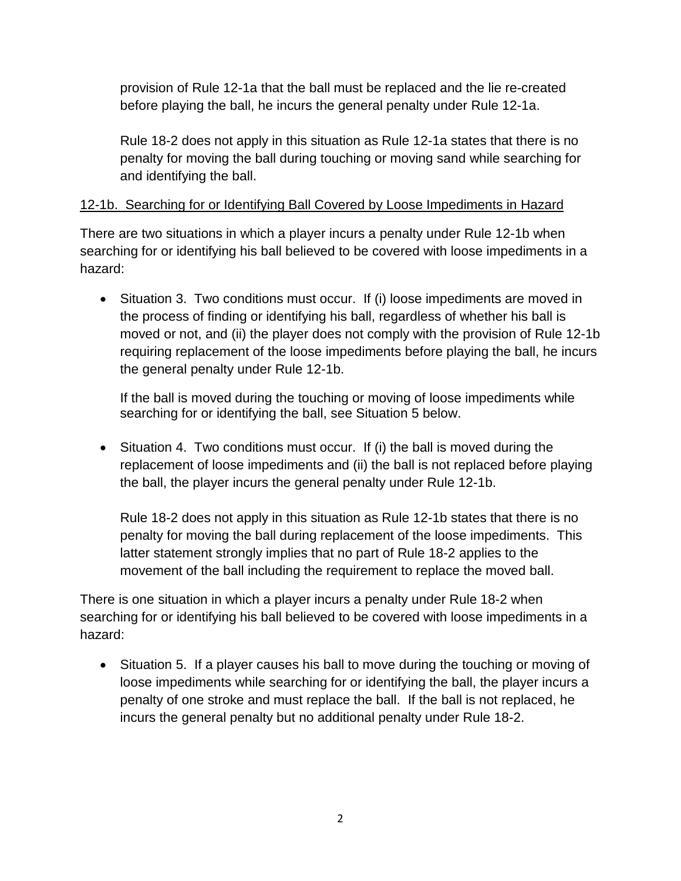provision of Rule 12-1a that the ball must be replaced and the lie re-created before playing the ball, he incurs the general penalty under Rule 12-1a.

Rule 18-2 does not apply in this situation as Rule 12-1a states that there is no penalty for moving the ball during touching or moving sand while searching for and identifying the ball.

<u>12-1b. Searching for or Identifying Ball Covered by Loose Impediments in Hazard</u>

There are two situations in which a player incurs a penalty under Rule 12-1b when searching for or identifying his ball believed to be covered with loose impediments in a hazard:

- Situation 3. Two conditions must occur. If (i) loose impediments are moved in the process of finding or identifying his ball, regardless of whether his ball is moved or not, and (ii) the player does not comply with the provision of Rule 12-1b requiring replacement of the loose impediments before playing the ball, he incurs the general penalty under Rule 12-1b.

  If the ball is moved during the touching or moving of loose impediments while searching for or identifying the ball, see Situation 5 below.

- Situation 4. Two conditions must occur. If (i) the ball is moved during the replacement of loose impediments and (ii) the ball is not replaced before playing the ball, the player incurs the general penalty under Rule 12-1b.

  Rule 18-2 does not apply in this situation as Rule 12-1b states that there is no penalty for moving the ball during replacement of the loose impediments. This latter statement strongly implies that no part of Rule 18-2 applies to the movement of the ball including the requirement to replace the moved ball.

There is one situation in which a player incurs a penalty under Rule 18-2 when searching for or identifying his ball believed to be covered with loose impediments in a hazard:

- Situation 5. If a player causes his ball to move during the touching or moving of loose impediments while searching for or identifying the ball, the player incurs a penalty of one stroke and must replace the ball. If the ball is not replaced, he incurs the general penalty but no additional penalty under Rule 18-2.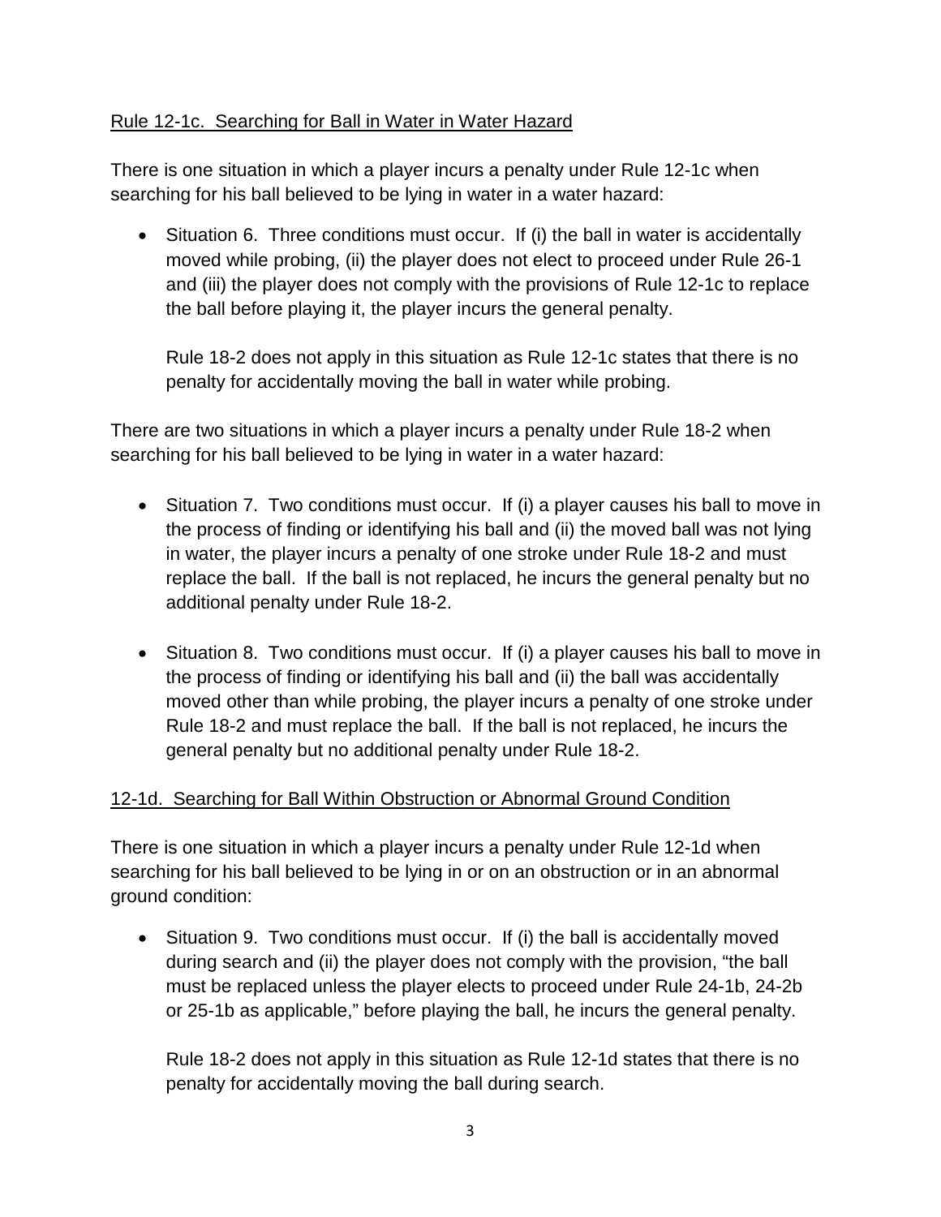Rule 12-1c. Searching for Ball in Water in Water Hazard

There is one situation in which a player incurs a penalty under Rule 12-1c when searching for his ball believed to be lying in water in a water hazard:

- Situation 6. Three conditions must occur. If (i) the ball in water is accidentally moved while probing, (ii) the player does not elect to proceed under Rule 26-1 and (iii) the player does not comply with the provisions of Rule 12-1c to replace the ball before playing it, the player incurs the general penalty.

  Rule 18-2 does not apply in this situation as Rule 12-1c states that there is no penalty for accidentally moving the ball in water while probing.

There are two situations in which a player incurs a penalty under Rule 18-2 when searching for his ball believed to be lying in water in a water hazard:

- Situation 7. Two conditions must occur. If (i) a player causes his ball to move in the process of finding or identifying his ball and (ii) the moved ball was not lying in water, the player incurs a penalty of one stroke under Rule 18-2 and must replace the ball. If the ball is not replaced, he incurs the general penalty but no additional penalty under Rule 18-2.

- Situation 8. Two conditions must occur. If (i) a player causes his ball to move in the process of finding or identifying his ball and (ii) the ball was accidentally moved other than while probing, the player incurs a penalty of one stroke under Rule 18-2 and must replace the ball. If the ball is not replaced, he incurs the general penalty but no additional penalty under Rule 18-2.

12-1d. Searching for Ball Within Obstruction or Abnormal Ground Condition

There is one situation in which a player incurs a penalty under Rule 12-1d when searching for his ball believed to be lying in or on an obstruction or in an abnormal ground condition:

- Situation 9. Two conditions must occur. If (i) the ball is accidentally moved during search and (ii) the player does not comply with the provision, "the ball must be replaced unless the player elects to proceed under Rule 24-1b, 24-2b or 25-1b as applicable," before playing the ball, he incurs the general penalty.

  Rule 18-2 does not apply in this situation as Rule 12-1d states that there is no penalty for accidentally moving the ball during search.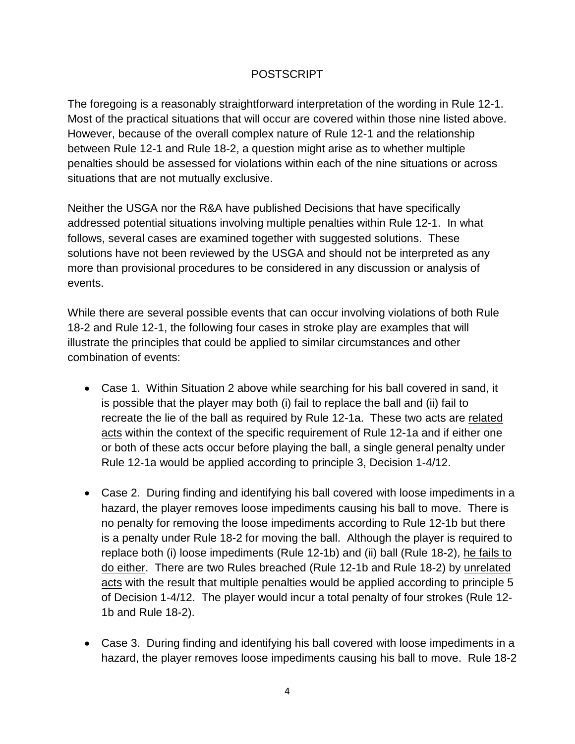## POSTSCRIPT

The foregoing is a reasonably straightforward interpretation of the wording in Rule 12-1. Most of the practical situations that will occur are covered within those nine listed above. However, because of the overall complex nature of Rule 12-1 and the relationship between Rule 12-1 and Rule 18-2, a question might arise as to whether multiple penalties should be assessed for violations within each of the nine situations or across situations that are not mutually exclusive.

Neither the USGA nor the R&A have published Decisions that have specifically addressed potential situations involving multiple penalties within Rule 12-1. In what follows, several cases are examined together with suggested solutions. These solutions have not been reviewed by the USGA and should not be interpreted as any more than provisional procedures to be considered in any discussion or analysis of events.

While there are several possible events that can occur involving violations of both Rule 18-2 and Rule 12-1, the following four cases in stroke play are examples that will illustrate the principles that could be applied to similar circumstances and other combination of events:

- Case 1. Within Situation 2 above while searching for his ball covered in sand, it is possible that the player may both (i) fail to replace the ball and (ii) fail to recreate the lie of the ball as required by Rule 12-1a. These two acts are <u>related acts</u> within the context of the specific requirement of Rule 12-1a and if either one or both of these acts occur before playing the ball, a single general penalty under Rule 12-1a would be applied according to principle 3, Decision 1-4/12.
- Case 2. During finding and identifying his ball covered with loose impediments in a hazard, the player removes loose impediments causing his ball to move. There is no penalty for removing the loose impediments according to Rule 12-1b but there is a penalty under Rule 18-2 for moving the ball. Although the player is required to replace both (i) loose impediments (Rule 12-1b) and (ii) ball (Rule 18-2), <u>he fails to do either</u>. There are two Rules breached (Rule 12-1b and Rule 18-2) by <u>unrelated acts</u> with the result that multiple penalties would be applied according to principle 5 of Decision 1-4/12. The player would incur a total penalty of four strokes (Rule 12-1b and Rule 18-2).
- Case 3. During finding and identifying his ball covered with loose impediments in a hazard, the player removes loose impediments causing his ball to move. Rule 18-2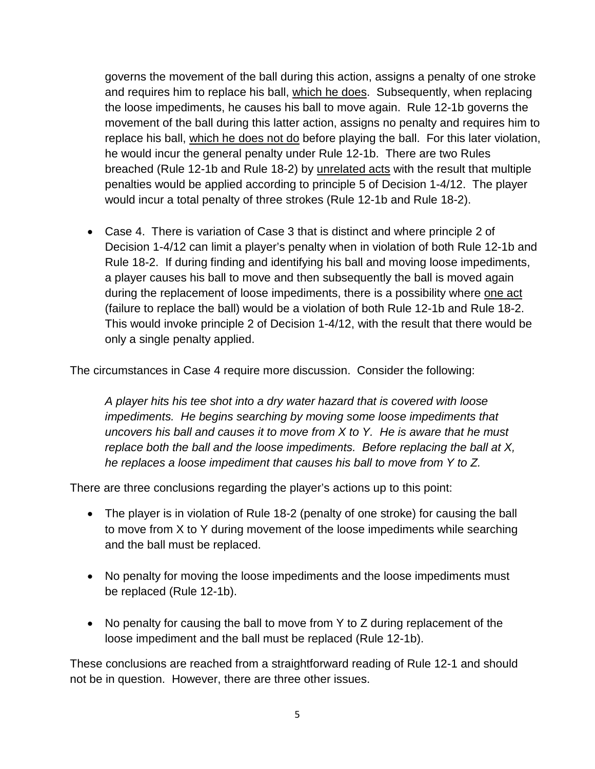governs the movement of the ball during this action, assigns a penalty of one stroke and requires him to replace his ball, <u>which he does</u>. Subsequently, when replacing the loose impediments, he causes his ball to move again. Rule 12-1b governs the movement of the ball during this latter action, assigns no penalty and requires him to replace his ball, <u>which he does not do</u> before playing the ball. For this later violation, he would incur the general penalty under Rule 12-1b. There are two Rules breached (Rule 12-1b and Rule 18-2) by <u>unrelated acts</u> with the result that multiple penalties would be applied according to principle 5 of Decision 1-4/12. The player would incur a total penalty of three strokes (Rule 12-1b and Rule 18-2).

- Case 4. There is variation of Case 3 that is distinct and where principle 2 of Decision 1-4/12 can limit a player's penalty when in violation of both Rule 12-1b and Rule 18-2. If during finding and identifying his ball and moving loose impediments, a player causes his ball to move and then subsequently the ball is moved again during the replacement of loose impediments, there is a possibility where <u>one act</u> (failure to replace the ball) would be a violation of both Rule 12-1b and Rule 18-2. This would invoke principle 2 of Decision 1-4/12, with the result that there would be only a single penalty applied.

The circumstances in Case 4 require more discussion. Consider the following:

*A player hits his tee shot into a dry water hazard that is covered with loose impediments. He begins searching by moving some loose impediments that uncovers his ball and causes it to move from X to Y. He is aware that he must replace both the ball and the loose impediments. Before replacing the ball at X, he replaces a loose impediment that causes his ball to move from Y to Z.*

There are three conclusions regarding the player's actions up to this point:

- The player is in violation of Rule 18-2 (penalty of one stroke) for causing the ball to move from X to Y during movement of the loose impediments while searching and the ball must be replaced.

- No penalty for moving the loose impediments and the loose impediments must be replaced (Rule 12-1b).

- No penalty for causing the ball to move from Y to Z during replacement of the loose impediment and the ball must be replaced (Rule 12-1b).

These conclusions are reached from a straightforward reading of Rule 12-1 and should not be in question. However, there are three other issues.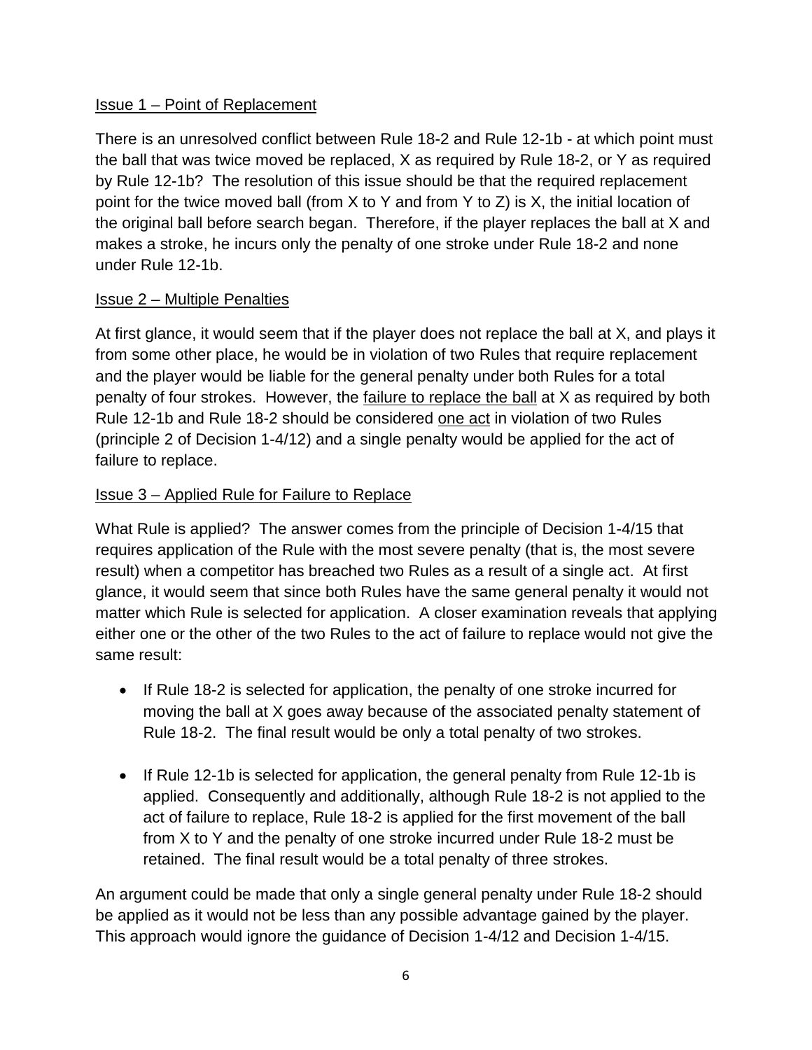Issue 1 – Point of Replacement

There is an unresolved conflict between Rule 18-2 and Rule 12-1b - at which point must the ball that was twice moved be replaced, X as required by Rule 18-2, or Y as required by Rule 12-1b? The resolution of this issue should be that the required replacement point for the twice moved ball (from X to Y and from Y to Z) is X, the initial location of the original ball before search began. Therefore, if the player replaces the ball at X and makes a stroke, he incurs only the penalty of one stroke under Rule 18-2 and none under Rule 12-1b.

Issue 2 – Multiple Penalties

At first glance, it would seem that if the player does not replace the ball at X, and plays it from some other place, he would be in violation of two Rules that require replacement and the player would be liable for the general penalty under both Rules for a total penalty of four strokes. However, the failure to replace the ball at X as required by both Rule 12-1b and Rule 18-2 should be considered one act in violation of two Rules (principle 2 of Decision 1-4/12) and a single penalty would be applied for the act of failure to replace.

Issue 3 – Applied Rule for Failure to Replace

What Rule is applied? The answer comes from the principle of Decision 1-4/15 that requires application of the Rule with the most severe penalty (that is, the most severe result) when a competitor has breached two Rules as a result of a single act. At first glance, it would seem that since both Rules have the same general penalty it would not matter which Rule is selected for application. A closer examination reveals that applying either one or the other of the two Rules to the act of failure to replace would not give the same result:

- If Rule 18-2 is selected for application, the penalty of one stroke incurred for moving the ball at X goes away because of the associated penalty statement of Rule 18-2. The final result would be only a total penalty of two strokes.

- If Rule 12-1b is selected for application, the general penalty from Rule 12-1b is applied. Consequently and additionally, although Rule 18-2 is not applied to the act of failure to replace, Rule 18-2 is applied for the first movement of the ball from X to Y and the penalty of one stroke incurred under Rule 18-2 must be retained. The final result would be a total penalty of three strokes.

An argument could be made that only a single general penalty under Rule 18-2 should be applied as it would not be less than any possible advantage gained by the player. This approach would ignore the guidance of Decision 1-4/12 and Decision 1-4/15.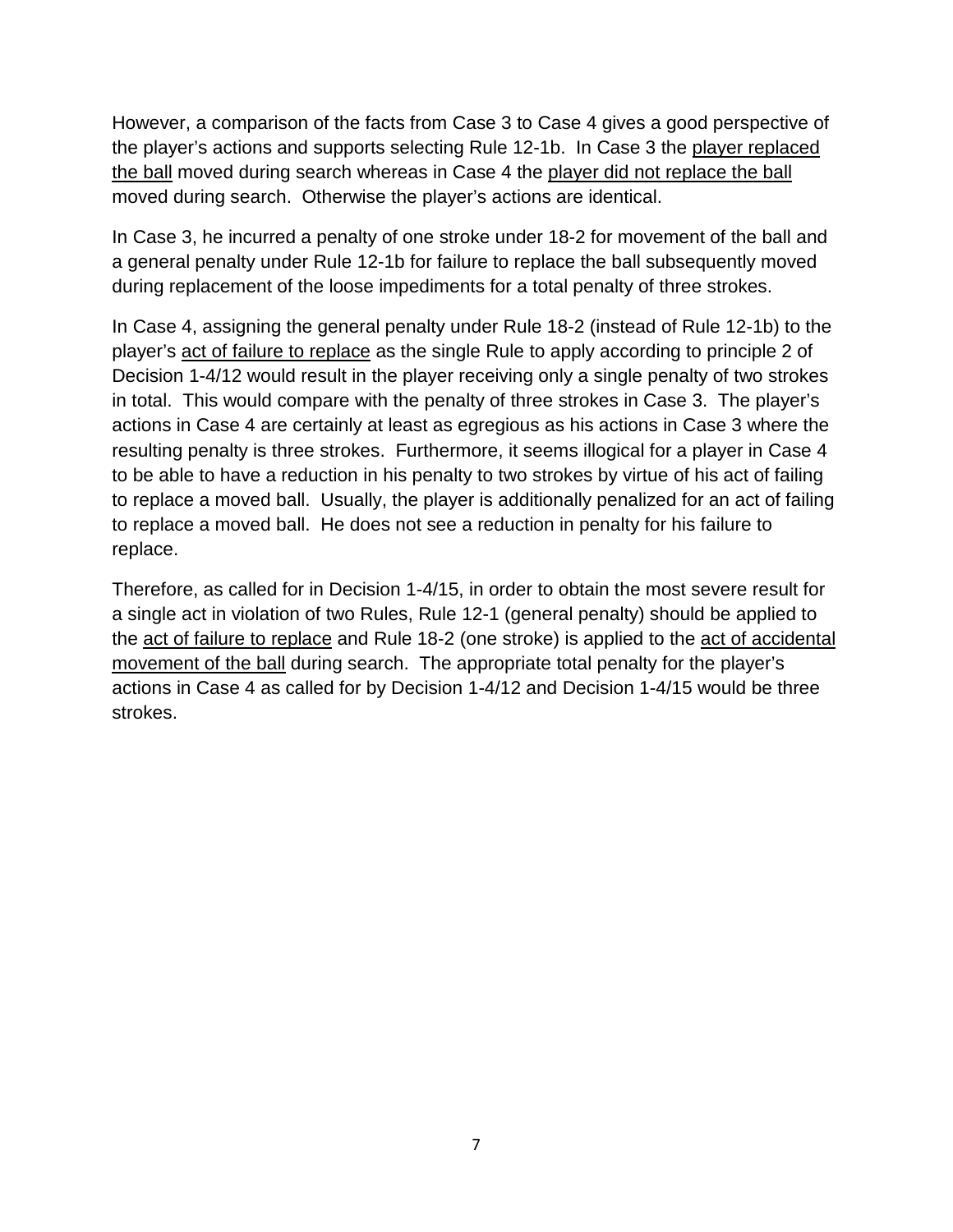However, a comparison of the facts from Case 3 to Case 4 gives a good perspective of the player's actions and supports selecting Rule 12-1b. In Case 3 the <u>player replaced the ball</u> moved during search whereas in Case 4 the <u>player did not replace the ball</u> moved during search. Otherwise the player's actions are identical.

In Case 3, he incurred a penalty of one stroke under 18-2 for movement of the ball and a general penalty under Rule 12-1b for failure to replace the ball subsequently moved during replacement of the loose impediments for a total penalty of three strokes.

In Case 4, assigning the general penalty under Rule 18-2 (instead of Rule 12-1b) to the player's <u>act of failure to replace</u> as the single Rule to apply according to principle 2 of Decision 1-4/12 would result in the player receiving only a single penalty of two strokes in total. This would compare with the penalty of three strokes in Case 3. The player's actions in Case 4 are certainly at least as egregious as his actions in Case 3 where the resulting penalty is three strokes. Furthermore, it seems illogical for a player in Case 4 to be able to have a reduction in his penalty to two strokes by virtue of his act of failing to replace a moved ball. Usually, the player is additionally penalized for an act of failing to replace a moved ball. He does not see a reduction in penalty for his failure to replace.

Therefore, as called for in Decision 1-4/15, in order to obtain the most severe result for a single act in violation of two Rules, Rule 12-1 (general penalty) should be applied to the <u>act of failure to replace</u> and Rule 18-2 (one stroke) is applied to the <u>act of accidental movement of the ball</u> during search. The appropriate total penalty for the player's actions in Case 4 as called for by Decision 1-4/12 and Decision 1-4/15 would be three strokes.